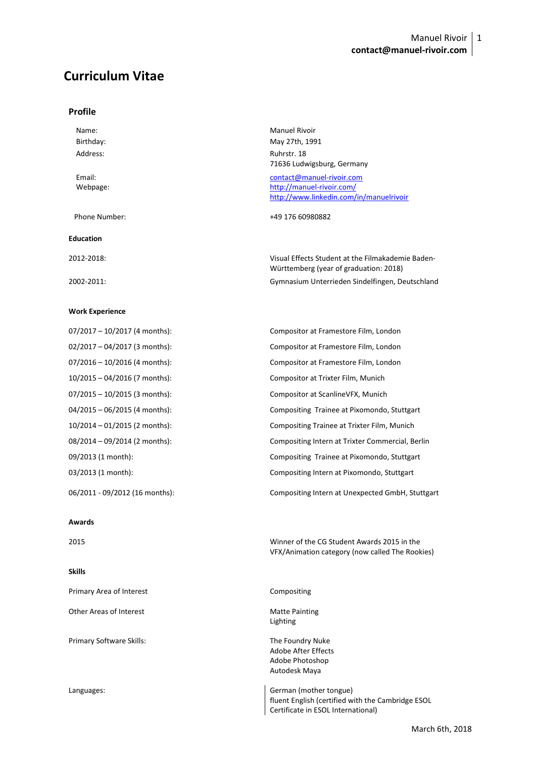# Curriculum Vitae

## Profile

| | |
|---|---|
| Name: | Manuel Rivoir |
| Birthday: | May 27th, 1991 |
| Address: | Ruhrstr. 18<br>71636 Ludwigsburg, Germany |
| Email: | contact@manuel-rivoir.com |
| Webpage: | http://manuel-rivoir.com/<br>http://www.linkedin.com/in/manuelrivoir |
| Phone Number: | +49 176 60980882 |

### Education

| | |
|---|---|
| 2012-2018: | Visual Effects Student at the Filmakademie Baden-Württemberg (year of graduation: 2018) |
| 2002-2011: | Gymnasium Unterrieden Sindelfingen, Deutschland |

### Work Experience

| | |
|---|---|
| 07/2017 – 10/2017 (4 months): | Compositor at Framestore Film, London |
| 02/2017 – 04/2017 (3 months): | Compositor at Framestore Film, London |
| 07/2016 – 10/2016 (4 months): | Compositor at Framestore Film, London |
| 10/2015 – 04/2016 (7 months): | Compositor at Trixter Film, Munich |
| 07/2015 – 10/2015 (3 months): | Compositor at ScanlineVFX, Munich |
| 04/2015 – 06/2015 (4 months): | Compositing Trainee at Pixomondo, Stuttgart |
| 10/2014 – 01/2015 (2 months): | Compositing Trainee at Trixter Film, Munich |
| 08/2014 – 09/2014 (2 months): | Compositing Intern at Trixter Commercial, Berlin |
| 09/2013 (1 month): | Compositing Trainee at Pixomondo, Stuttgart |
| 03/2013 (1 month): | Compositing Intern at Pixomondo, Stuttgart |
| 06/2011 - 09/2012 (16 months): | Compositing Intern at Unexpected GmbH, Stuttgart |

### Awards

| | |
|---|---|
| 2015 | Winner of the CG Student Awards 2015 in the VFX/Animation category (now called The Rookies) |

### Skills

| | |
|---|---|
| Primary Area of Interest | Compositing |
| Other Areas of Interest | Matte Painting<br>Lighting |
| Primary Software Skills: | The Foundry Nuke<br>Adobe After Effects<br>Adobe Photoshop<br>Autodesk Maya |
| Languages: | German (mother tongue)<br>fluent English (certified with the Cambridge ESOL Certificate in ESOL International) |

March 6th, 2018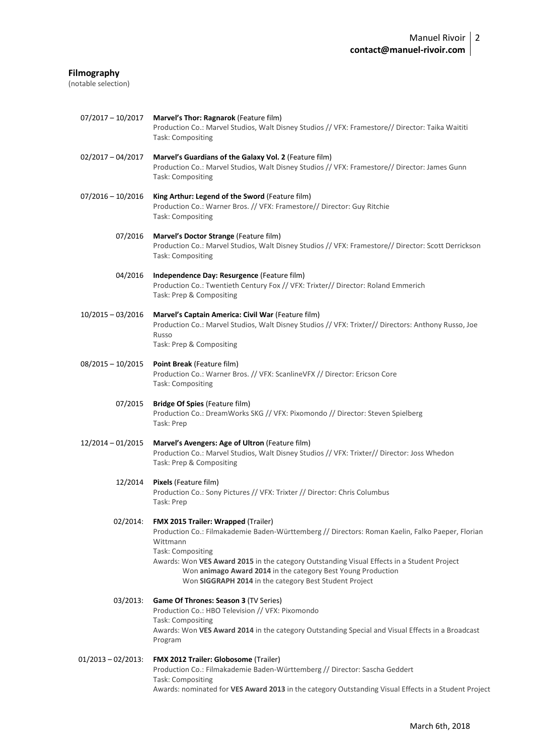## Filmography

(notable selection)

07/2017 – 10/2017 **Marvel's Thor: Ragnarok** (Feature film)
Production Co.: Marvel Studios, Walt Disney Studios // VFX: Framestore// Director: Taika Waititi
Task: Compositing

02/2017 – 04/2017 **Marvel's Guardians of the Galaxy Vol. 2** (Feature film)
Production Co.: Marvel Studios, Walt Disney Studios // VFX: Framestore// Director: James Gunn
Task: Compositing

07/2016 – 10/2016 **King Arthur: Legend of the Sword** (Feature film)
Production Co.: Warner Bros. // VFX: Framestore// Director: Guy Ritchie
Task: Compositing

07/2016 **Marvel's Doctor Strange** (Feature film)
Production Co.: Marvel Studios, Walt Disney Studios // VFX: Framestore// Director: Scott Derrickson
Task: Compositing

04/2016 **Independence Day: Resurgence** (Feature film)
Production Co.: Twentieth Century Fox // VFX: Trixter// Director: Roland Emmerich
Task: Prep & Compositing

10/2015 – 03/2016 **Marvel's Captain America: Civil War** (Feature film)
Production Co.: Marvel Studios, Walt Disney Studios // VFX: Trixter// Directors: Anthony Russo, Joe Russo
Task: Prep & Compositing

08/2015 – 10/2015 **Point Break** (Feature film)
Production Co.: Warner Bros. // VFX: ScanlineVFX // Director: Ericson Core
Task: Compositing

07/2015 **Bridge Of Spies** (Feature film)
Production Co.: DreamWorks SKG // VFX: Pixomondo // Director: Steven Spielberg
Task: Prep

12/2014 – 01/2015 **Marvel's Avengers: Age of Ultron** (Feature film)
Production Co.: Marvel Studios, Walt Disney Studios // VFX: Trixter// Director: Joss Whedon
Task: Prep & Compositing

12/2014 **Pixels** (Feature film)
Production Co.: Sony Pictures // VFX: Trixter // Director: Chris Columbus
Task: Prep

02/2014: **FMX 2015 Trailer: Wrapped** (Trailer)
Production Co.: Filmakademie Baden-Württemberg // Directors: Roman Kaelin, Falko Paeper, Florian Wittmann
Task: Compositing
Awards: Won **VES Award 2015** in the category Outstanding Visual Effects in a Student Project
Won **animago Award 2014** in the category Best Young Production
Won **SIGGRAPH 2014** in the category Best Student Project

03/2013: **Game Of Thrones: Season 3** (TV Series)
Production Co.: HBO Television // VFX: Pixomondo
Task: Compositing
Awards: Won **VES Award 2014** in the category Outstanding Special and Visual Effects in a Broadcast Program

01/2013 – 02/2013: **FMX 2012 Trailer: Globosome** (Trailer)
Production Co.: Filmakademie Baden-Württemberg // Director: Sascha Geddert
Task: Compositing
Awards: nominated for **VES Award 2013** in the category Outstanding Visual Effects in a Student Project

March 6th, 2018